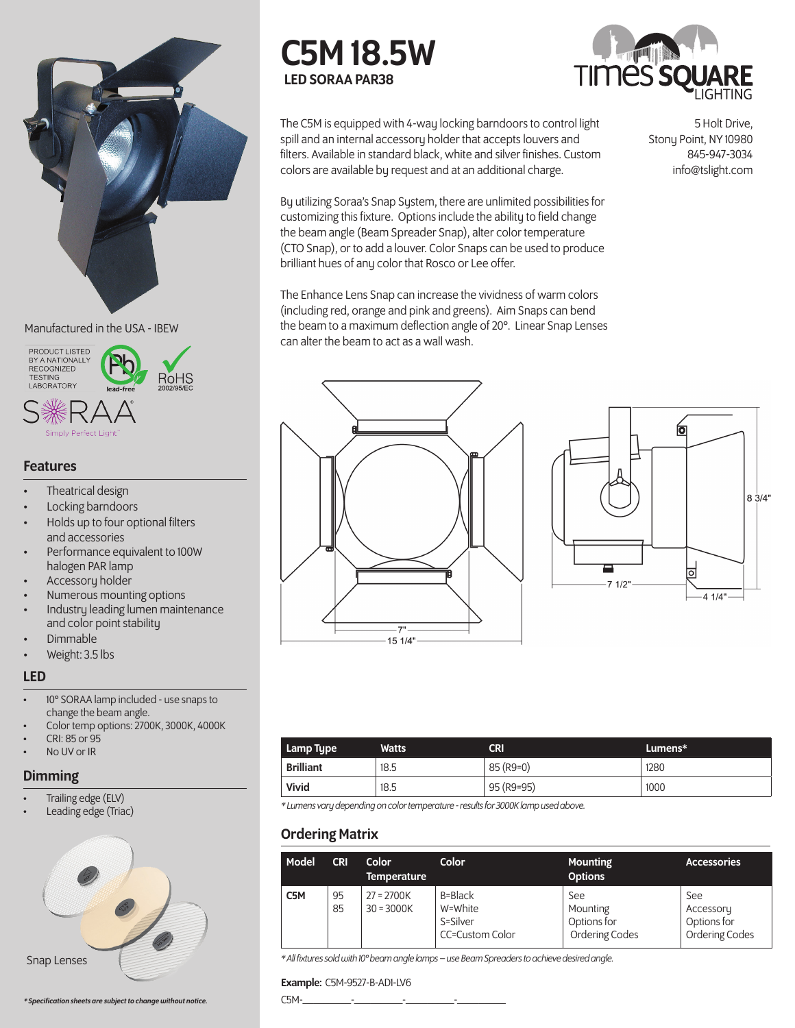# C5M 18.5W

**LED SORAA PAR38**

TIMES SQUARE LIGHTING

5 Holt Drive,
Stony Point, NY 10980
845-947-3034
info@tslight.com

The C5M is equipped with 4-way locking barndoors to control light spill and an internal accessory holder that accepts louvers and filters. Available in standard black, white and silver finishes. Custom colors are available by request and at an additional charge.

By utilizing Soraa's Snap System, there are unlimited possibilities for customizing this fixture. Options include the ability to field change the beam angle (Beam Spreader Snap), alter color temperature (CTO Snap), or to add a louver. Color Snaps can be used to produce brilliant hues of any color that Rosco or Lee offer.

The Enhance Lens Snap can increase the vividness of warm colors (including red, orange and pink and greens). Aim Snaps can bend the beam to a maximum deflection angle of 20°. Linear Snap Lenses can alter the beam to act as a wall wash.

7"
15 1/4"
7 1/2"
4 1/4"
8 3/4"

Manufactured in the USA - IBEW

PRODUCT LISTED BY A NATIONALLY RECOGNIZED TESTING LABORATORY

lead-free

RoHS 2002/95/EC

SORAA Simply Perfect Light™

## Features

- Theatrical design
- Locking barndoors
- Holds up to four optional filters and accessories
- Performance equivalent to 100W halogen PAR lamp
- Accessory holder
- Numerous mounting options
- Industry leading lumen maintenance and color point stability
- Dimmable
- Weight: 3.5 lbs

## LED

- 10° SORAA lamp included - use snaps to change the beam angle.
- Color temp options: 2700K, 3000K, 4000K
- CRI: 85 or 95
- No UV or IR

## Dimming

- Trailing edge (ELV)
- Leading edge (Triac)

Snap Lenses

| Lamp Type | Watts | CRI | Lumens* |
|---|---|---|---|
| **Brilliant** | 18.5 | 85 (R9=0) | 1280 |
| **Vivid** | 18.5 | 95 (R9=95) | 1000 |

*\* Lumens vary depending on color temperature - results for 3000K lamp used above.*

## Ordering Matrix

| Model | CRI | Color Temperature | Color | Mounting Options | Accessories |
|---|---|---|---|---|---|
| **C5M** | 95<br>85 | 27 = 2700K<br>30 = 3000K | B=Black<br>W=White<br>S=Silver<br>CC=Custom Color | See Mounting Options for Ordering Codes | See Accessory Options for Ordering Codes |

*\* All fixtures sold with 10° beam angle lamps – use Beam Spreaders to achieve desired angle.*

**Example:** C5M-9527-B-ADI-LV6

C5M-________-________-________-________

*\* Specification sheets are subject to change without notice.*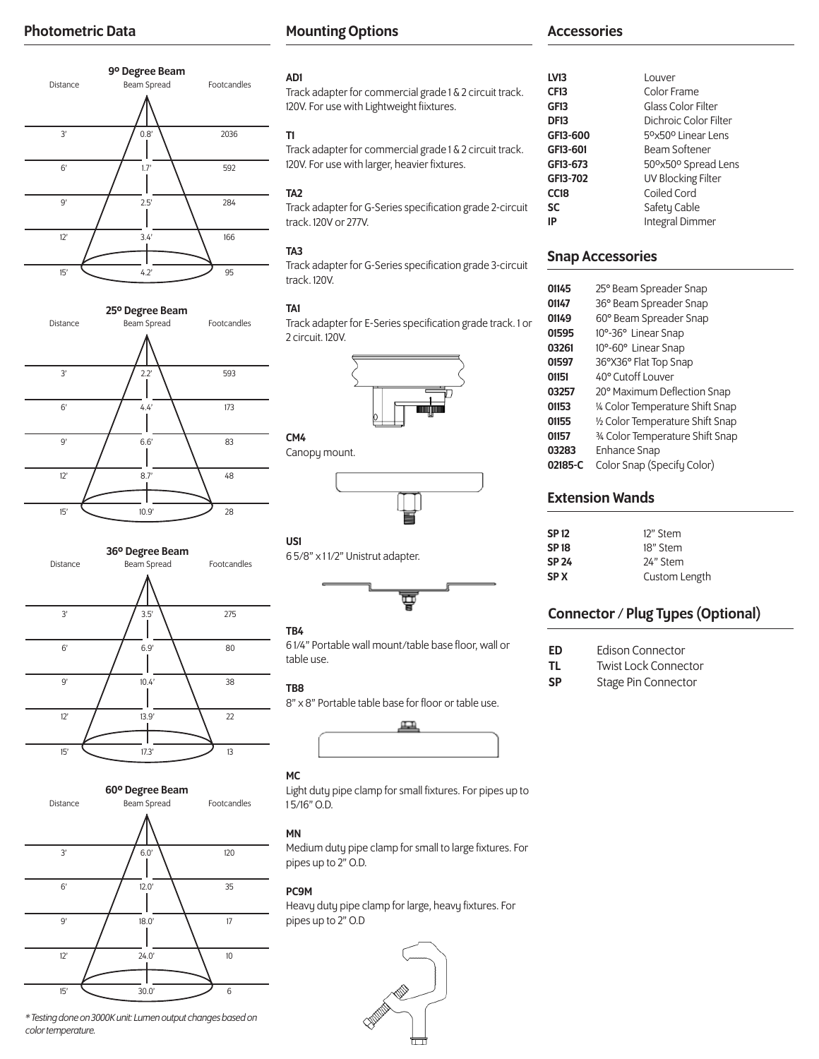## Photometric Data

**9º Degree Beam**

Distance Beam Spread Footcandles

3' 0.8' 2036

6' 1.7' 592

9' 2.5' 284

12' 3.4' 166

15' 4.2' 95

**25º Degree Beam**

Distance Beam Spread Footcandles

3' 2.2' 593

6' 4.4' 173

9' 6.6' 83

12' 8.7' 48

15' 10.9' 28

**36º Degree Beam**

Distance Beam Spread Footcandles

3' 3.5' 275

6' 6.9' 80

9' 10.4' 38

12' 13.9' 22

15' 17.3' 13

**60º Degree Beam**

Distance Beam Spread Footcandles

3' 6.0' 120

6' 12.0' 35

9' 18.0' 17

12' 24.0' 10

15' 30.0' 6

*\* Testing done on 3000K unit: Lumen output changes based on color temperature.*

## Mounting Options

**AD1**
Track adapter for commercial grade 1 & 2 circuit track. 120V. For use with Lightweight fiixtures.

**T1**
Track adapter for commercial grade 1 & 2 circuit track. 120V. For use with larger, heavier fixtures.

**TA2**
Track adapter for G-Series specification grade 2-circuit track. 120V or 277V.

**TA3**
Track adapter for G-Series specification grade 3-circuit track. 120V.

**TA1**
Track adapter for E-Series specification grade track. 1 or 2 circuit. 120V.

**CM4**
Canopy mount.

**US1**
6 5/8" x 1 1/2" Unistrut adapter.

**TB4**
6 1/4" Portable wall mount/table base floor, wall or table use.

**TB8**
8" x 8" Portable table base for floor or table use.

**MC**
Light duty pipe clamp for small fixtures. For pipes up to 1 5/16" O.D.

**MN**
Medium duty pipe clamp for small to large fixtures. For pipes up to 2" O.D.

**PC9M**
Heavy duty pipe clamp for large, heavy fixtures. For pipes up to 2" O.D

## Accessories

| | |
|---|---|
| **LV13** | Louver |
| **CF13** | Color Frame |
| **GF13** | Glass Color Filter |
| **DF13** | Dichroic Color Filter |
| **GF13-600** | 5º×50º Linear Lens |
| **GF13-601** | Beam Softener |
| **GF13-673** | 50º×50º Spread Lens |
| **GF13-702** | UV Blocking Filter |
| **CC18** | Coiled Cord |
| **SC** | Safety Cable |
| **IP** | Integral Dimmer |

## Snap Accessories

| | |
|---|---|
| **01145** | 25° Beam Spreader Snap |
| **01147** | 36° Beam Spreader Snap |
| **01149** | 60° Beam Spreader Snap |
| **01595** | 10°-36° Linear Snap |
| **03261** | 10°-60° Linear Snap |
| **01597** | 36°X36° Flat Top Snap |
| **01151** | 40° Cutoff Louver |
| **03257** | 20° Maximum Deflection Snap |
| **01153** | ¼ Color Temperature Shift Snap |
| **01155** | ½ Color Temperature Shift Snap |
| **01157** | ¾ Color Temperature Shift Snap |
| **03283** | Enhance Snap |
| **02185-C** | Color Snap (Specify Color) |

## Extension Wands

| | |
|---|---|
| **SP 12** | 12" Stem |
| **SP 18** | 18" Stem |
| **SP 24** | 24" Stem |
| **SP X** | Custom Length |

## Connector / Plug Types (Optional)

| | |
|---|---|
| **ED** | Edison Connector |
| **TL** | Twist Lock Connector |
| **SP** | Stage Pin Connector |